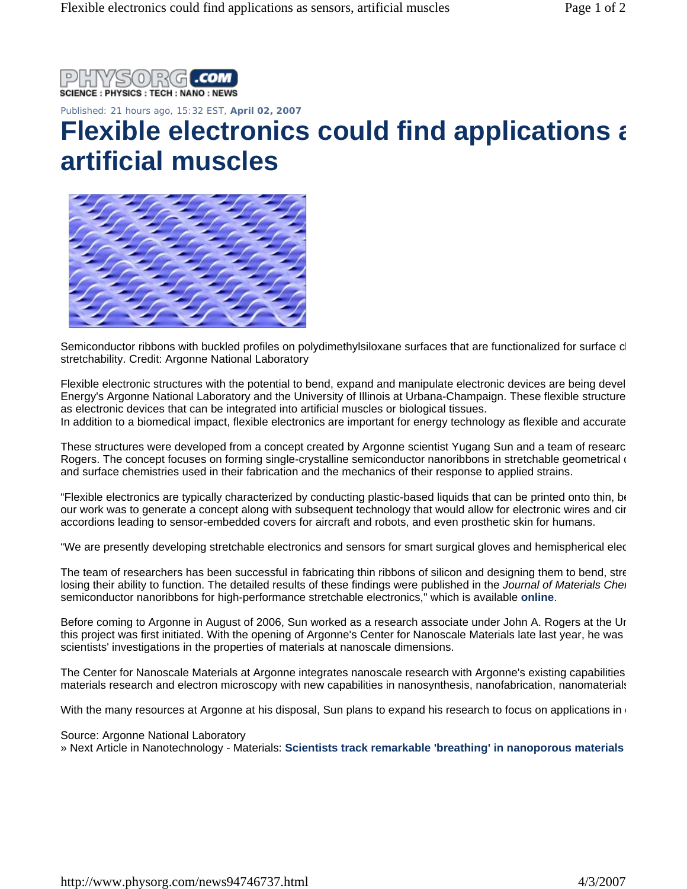PHYSORG.COM
SCIENCE : PHYSICS : TECH : NANO : NEWS

Published: 21 hours ago, 15:32 EST, **April 02, 2007**

# Flexible electronics could find applications a artificial muscles

Semiconductor ribbons with buckled profiles on polydimethylsiloxane surfaces that are functionalized for surface cl stretchability. Credit: Argonne National Laboratory

Flexible electronic structures with the potential to bend, expand and manipulate electronic devices are being devel Energy's Argonne National Laboratory and the University of Illinois at Urbana-Champaign. These flexible structure as electronic devices that can be integrated into artificial muscles or biological tissues.
In addition to a biomedical impact, flexible electronics are important for energy technology as flexible and accurate

These structures were developed from a concept created by Argonne scientist Yugang Sun and a team of researc Rogers. The concept focuses on forming single-crystalline semiconductor nanoribbons in stretchable geometrical c and surface chemistries used in their fabrication and the mechanics of their response to applied strains.

"Flexible electronics are typically characterized by conducting plastic-based liquids that can be printed onto thin, be our work was to generate a concept along with subsequent technology that would allow for electronic wires and cir accordions leading to sensor-embedded covers for aircraft and robots, and even prosthetic skin for humans.

"We are presently developing stretchable electronics and sensors for smart surgical gloves and hemispherical elec

The team of researchers has been successful in fabricating thin ribbons of silicon and designing them to bend, stre losing their ability to function. The detailed results of these findings were published in the *Journal of Materials Che* semiconductor nanoribbons for high-performance stretchable electronics," which is available **online**.

Before coming to Argonne in August of 2006, Sun worked as a research associate under John A. Rogers at the Ur this project was first initiated. With the opening of Argonne's Center for Nanoscale Materials late last year, he was scientists' investigations in the properties of materials at nanoscale dimensions.

The Center for Nanoscale Materials at Argonne integrates nanoscale research with Argonne's existing capabilities materials research and electron microscopy with new capabilities in nanosynthesis, nanofabrication, nanomaterials

With the many resources at Argonne at his disposal, Sun plans to expand his research to focus on applications in

Source: Argonne National Laboratory
» Next Article in Nanotechnology - Materials: **Scientists track remarkable 'breathing' in nanoporous materials**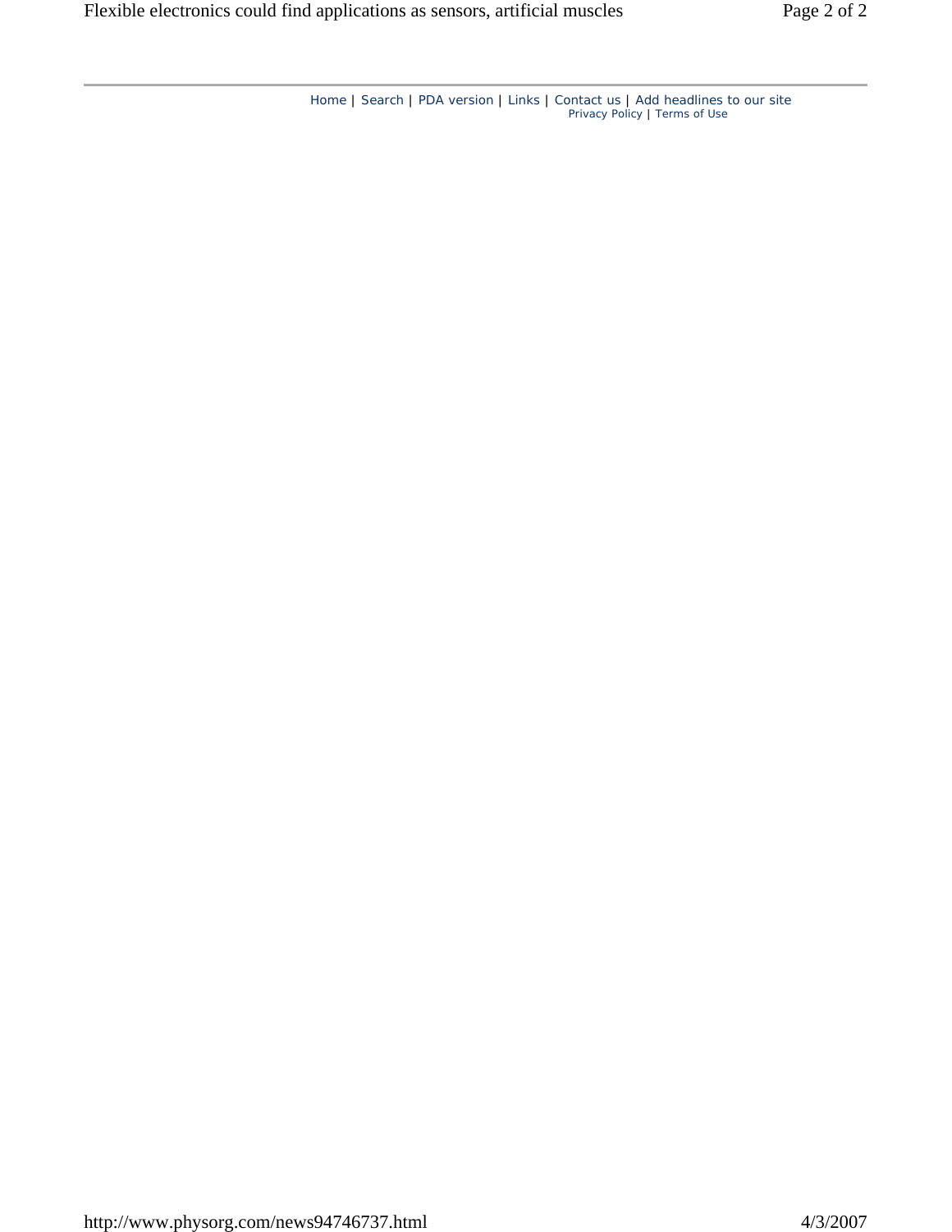Home | Search | PDA version | Links | Contact us | Add headlines to our site
Privacy Policy | Terms of Use